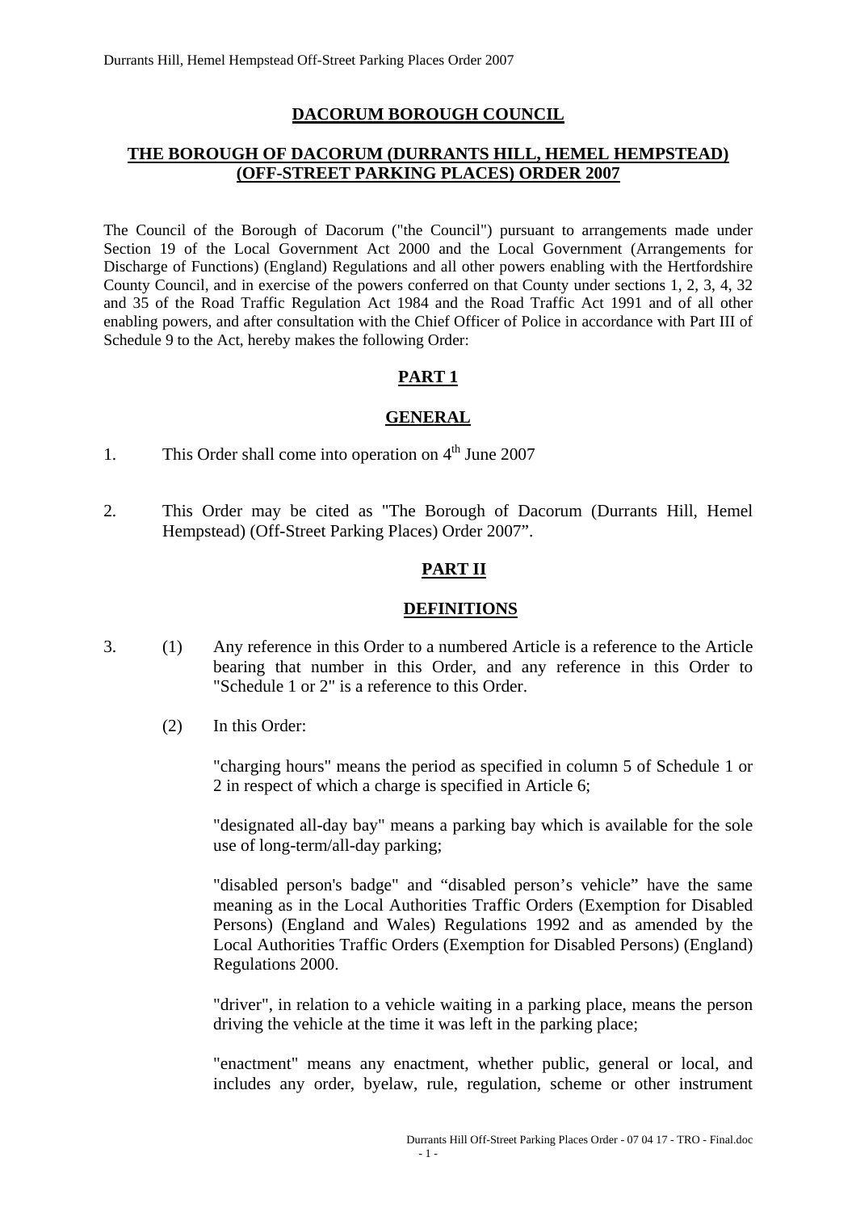# DACORUM BOROUGH COUNCIL

## THE BOROUGH OF DACORUM (DURRANTS HILL, HEMEL HEMPSTEAD) (OFF-STREET PARKING PLACES) ORDER 2007

The Council of the Borough of Dacorum ("the Council") pursuant to arrangements made under Section 19 of the Local Government Act 2000 and the Local Government (Arrangements for Discharge of Functions) (England) Regulations and all other powers enabling with the Hertfordshire County Council, and in exercise of the powers conferred on that County under sections 1, 2, 3, 4, 32 and 35 of the Road Traffic Regulation Act 1984 and the Road Traffic Act 1991 and of all other enabling powers, and after consultation with the Chief Officer of Police in accordance with Part III of Schedule 9 to the Act, hereby makes the following Order:

## PART 1

## GENERAL

1. This Order shall come into operation on 4th June 2007

2. This Order may be cited as "The Borough of Dacorum (Durrants Hill, Hemel Hempstead) (Off-Street Parking Places) Order 2007".

## PART II

## DEFINITIONS

3. (1) Any reference in this Order to a numbered Article is a reference to the Article bearing that number in this Order, and any reference in this Order to "Schedule 1 or 2" is a reference to this Order.

   (2) In this Order:

   "charging hours" means the period as specified in column 5 of Schedule 1 or 2 in respect of which a charge is specified in Article 6;

   "designated all-day bay" means a parking bay which is available for the sole use of long-term/all-day parking;

   "disabled person's badge" and "disabled person's vehicle" have the same meaning as in the Local Authorities Traffic Orders (Exemption for Disabled Persons) (England and Wales) Regulations 1992 and as amended by the Local Authorities Traffic Orders (Exemption for Disabled Persons) (England) Regulations 2000.

   "driver", in relation to a vehicle waiting in a parking place, means the person driving the vehicle at the time it was left in the parking place;

   "enactment" means any enactment, whether public, general or local, and includes any order, byelaw, rule, regulation, scheme or other instrument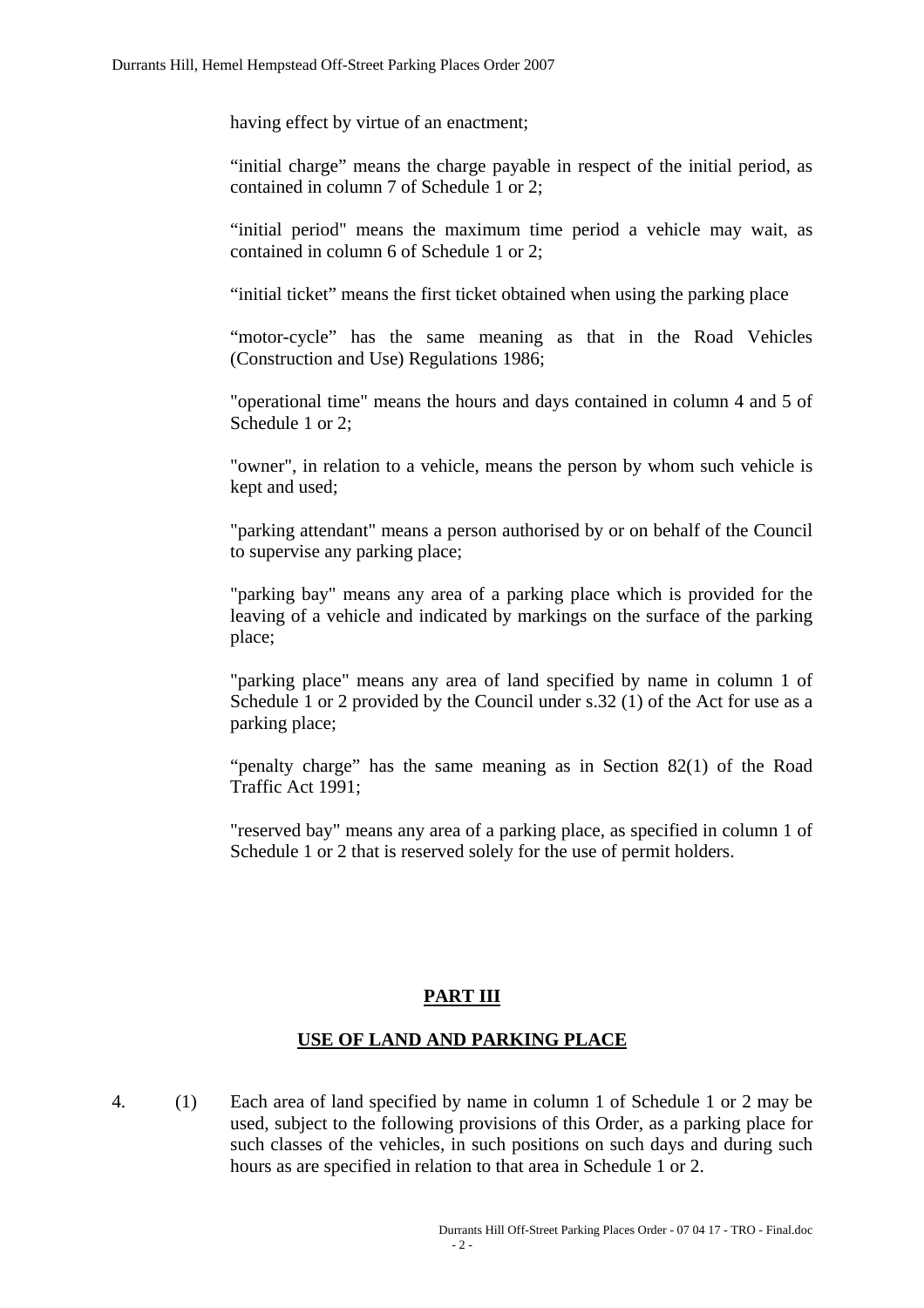having effect by virtue of an enactment;

“initial charge” means the charge payable in respect of the initial period, as contained in column 7 of Schedule 1 or 2;

“initial period" means the maximum time period a vehicle may wait, as contained in column 6 of Schedule 1 or 2;

“initial ticket” means the first ticket obtained when using the parking place

“motor-cycle” has the same meaning as that in the Road Vehicles (Construction and Use) Regulations 1986;

"operational time" means the hours and days contained in column 4 and 5 of Schedule 1 or 2;

"owner", in relation to a vehicle, means the person by whom such vehicle is kept and used;

"parking attendant" means a person authorised by or on behalf of the Council to supervise any parking place;

"parking bay" means any area of a parking place which is provided for the leaving of a vehicle and indicated by markings on the surface of the parking place;

"parking place" means any area of land specified by name in column 1 of Schedule 1 or 2 provided by the Council under s.32 (1) of the Act for use as a parking place;

“penalty charge” has the same meaning as in Section 82(1) of the Road Traffic Act 1991;

"reserved bay" means any area of a parking place, as specified in column 1 of Schedule 1 or 2 that is reserved solely for the use of permit holders.

## PART III

## USE OF LAND AND PARKING PLACE

4. (1) Each area of land specified by name in column 1 of Schedule 1 or 2 may be used, subject to the following provisions of this Order, as a parking place for such classes of the vehicles, in such positions on such days and during such hours as are specified in relation to that area in Schedule 1 or 2.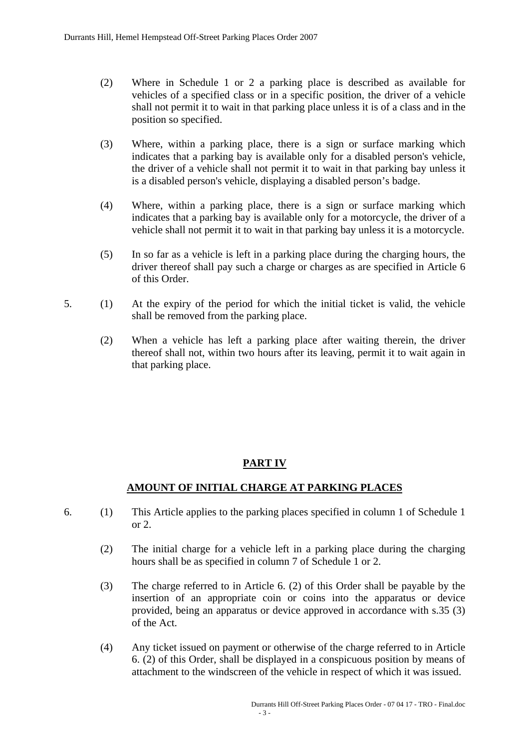(2) Where in Schedule 1 or 2 a parking place is described as available for vehicles of a specified class or in a specific position, the driver of a vehicle shall not permit it to wait in that parking place unless it is of a class and in the position so specified.

(3) Where, within a parking place, there is a sign or surface marking which indicates that a parking bay is available only for a disabled person's vehicle, the driver of a vehicle shall not permit it to wait in that parking bay unless it is a disabled person's vehicle, displaying a disabled person's badge.

(4) Where, within a parking place, there is a sign or surface marking which indicates that a parking bay is available only for a motorcycle, the driver of a vehicle shall not permit it to wait in that parking bay unless it is a motorcycle.

(5) In so far as a vehicle is left in a parking place during the charging hours, the driver thereof shall pay such a charge or charges as are specified in Article 6 of this Order.

5. (1) At the expiry of the period for which the initial ticket is valid, the vehicle shall be removed from the parking place.

(2) When a vehicle has left a parking place after waiting therein, the driver thereof shall not, within two hours after its leaving, permit it to wait again in that parking place.

## PART IV

## AMOUNT OF INITIAL CHARGE AT PARKING PLACES

6. (1) This Article applies to the parking places specified in column 1 of Schedule 1 or 2.

(2) The initial charge for a vehicle left in a parking place during the charging hours shall be as specified in column 7 of Schedule 1 or 2.

(3) The charge referred to in Article 6. (2) of this Order shall be payable by the insertion of an appropriate coin or coins into the apparatus or device provided, being an apparatus or device approved in accordance with s.35 (3) of the Act.

(4) Any ticket issued on payment or otherwise of the charge referred to in Article 6. (2) of this Order, shall be displayed in a conspicuous position by means of attachment to the windscreen of the vehicle in respect of which it was issued.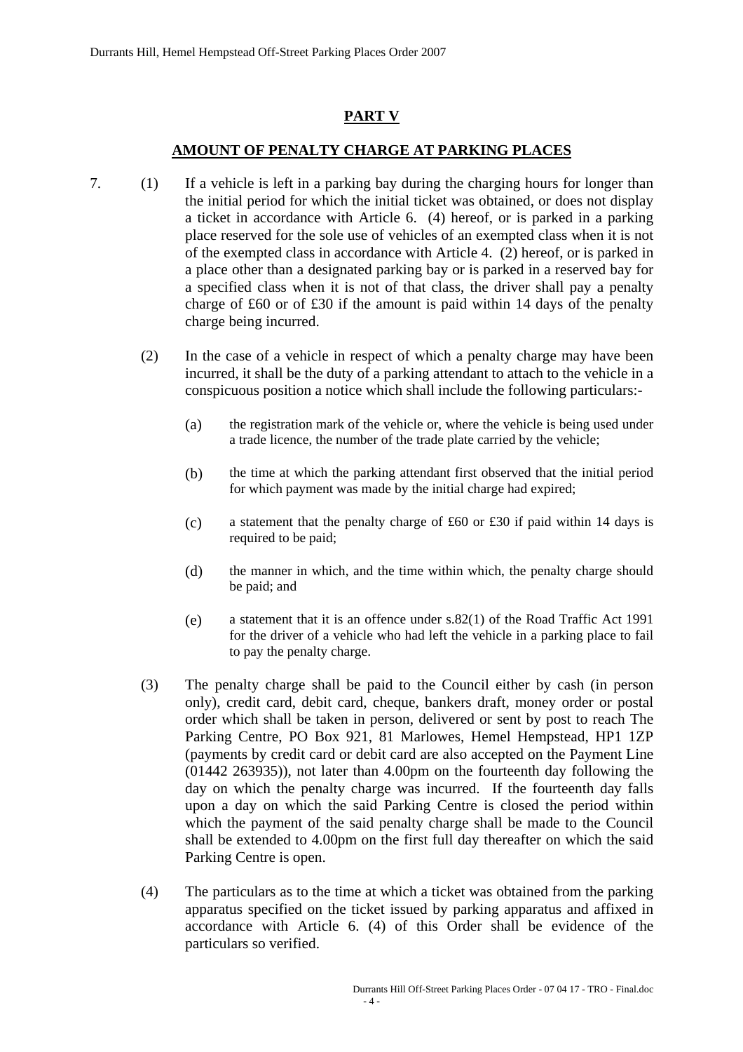## PART V

## AMOUNT OF PENALTY CHARGE AT PARKING PLACES

7. (1) If a vehicle is left in a parking bay during the charging hours for longer than the initial period for which the initial ticket was obtained, or does not display a ticket in accordance with Article 6. (4) hereof, or is parked in a parking place reserved for the sole use of vehicles of an exempted class when it is not of the exempted class in accordance with Article 4. (2) hereof, or is parked in a place other than a designated parking bay or is parked in a reserved bay for a specified class when it is not of that class, the driver shall pay a penalty charge of £60 or of £30 if the amount is paid within 14 days of the penalty charge being incurred.

(2) In the case of a vehicle in respect of which a penalty charge may have been incurred, it shall be the duty of a parking attendant to attach to the vehicle in a conspicuous position a notice which shall include the following particulars:-

(a) the registration mark of the vehicle or, where the vehicle is being used under a trade licence, the number of the trade plate carried by the vehicle;

(b) the time at which the parking attendant first observed that the initial period for which payment was made by the initial charge had expired;

(c) a statement that the penalty charge of £60 or £30 if paid within 14 days is required to be paid;

(d) the manner in which, and the time within which, the penalty charge should be paid; and

(e) a statement that it is an offence under s.82(1) of the Road Traffic Act 1991 for the driver of a vehicle who had left the vehicle in a parking place to fail to pay the penalty charge.

(3) The penalty charge shall be paid to the Council either by cash (in person only), credit card, debit card, cheque, bankers draft, money order or postal order which shall be taken in person, delivered or sent by post to reach The Parking Centre, PO Box 921, 81 Marlowes, Hemel Hempstead, HP1 1ZP (payments by credit card or debit card are also accepted on the Payment Line (01442 263935)), not later than 4.00pm on the fourteenth day following the day on which the penalty charge was incurred. If the fourteenth day falls upon a day on which the said Parking Centre is closed the period within which the payment of the said penalty charge shall be made to the Council shall be extended to 4.00pm on the first full day thereafter on which the said Parking Centre is open.

(4) The particulars as to the time at which a ticket was obtained from the parking apparatus specified on the ticket issued by parking apparatus and affixed in accordance with Article 6. (4) of this Order shall be evidence of the particulars so verified.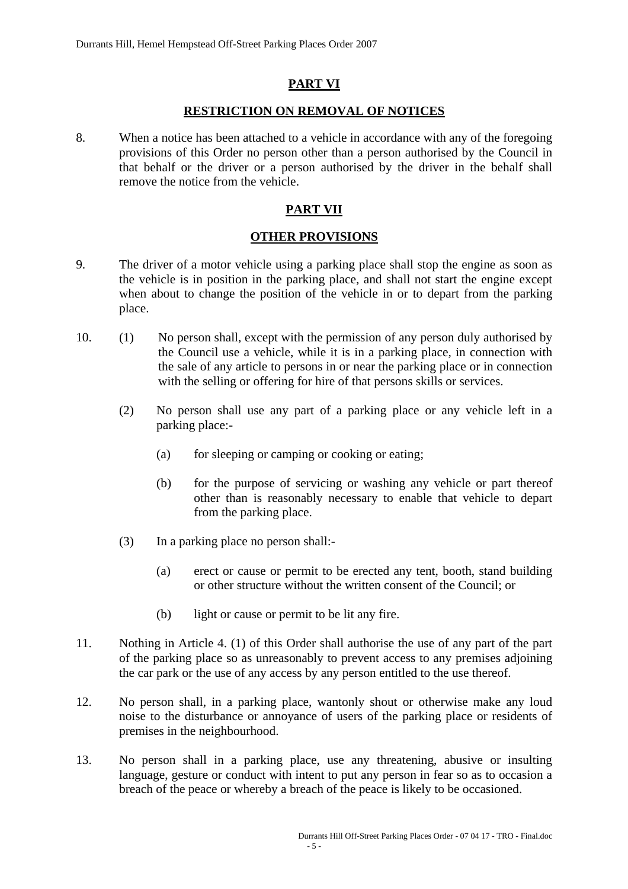## PART VI

## RESTRICTION ON REMOVAL OF NOTICES

8. When a notice has been attached to a vehicle in accordance with any of the foregoing provisions of this Order no person other than a person authorised by the Council in that behalf or the driver or a person authorised by the driver in the behalf shall remove the notice from the vehicle.

## PART VII

## OTHER PROVISIONS

9. The driver of a motor vehicle using a parking place shall stop the engine as soon as the vehicle is in position in the parking place, and shall not start the engine except when about to change the position of the vehicle in or to depart from the parking place.

10. (1) No person shall, except with the permission of any person duly authorised by the Council use a vehicle, while it is in a parking place, in connection with the sale of any article to persons in or near the parking place or in connection with the selling or offering for hire of that persons skills or services.

    (2) No person shall use any part of a parking place or any vehicle left in a parking place:-

    (a) for sleeping or camping or cooking or eating;

    (b) for the purpose of servicing or washing any vehicle or part thereof other than is reasonably necessary to enable that vehicle to depart from the parking place.

    (3) In a parking place no person shall:-

    (a) erect or cause or permit to be erected any tent, booth, stand building or other structure without the written consent of the Council; or

    (b) light or cause or permit to be lit any fire.

11. Nothing in Article 4. (1) of this Order shall authorise the use of any part of the part of the parking place so as unreasonably to prevent access to any premises adjoining the car park or the use of any access by any person entitled to the use thereof.

12. No person shall, in a parking place, wantonly shout or otherwise make any loud noise to the disturbance or annoyance of users of the parking place or residents of premises in the neighbourhood.

13. No person shall in a parking place, use any threatening, abusive or insulting language, gesture or conduct with intent to put any person in fear so as to occasion a breach of the peace or whereby a breach of the peace is likely to be occasioned.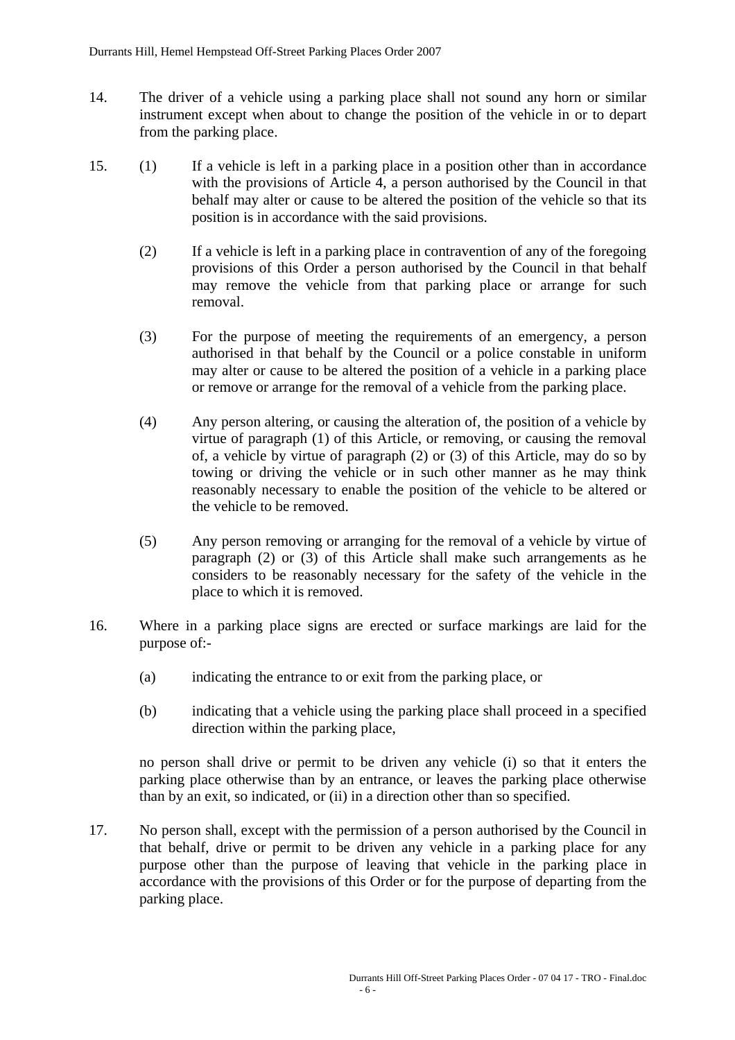14. The driver of a vehicle using a parking place shall not sound any horn or similar instrument except when about to change the position of the vehicle in or to depart from the parking place.

15. (1) If a vehicle is left in a parking place in a position other than in accordance with the provisions of Article 4, a person authorised by the Council in that behalf may alter or cause to be altered the position of the vehicle so that its position is in accordance with the said provisions.

    (2) If a vehicle is left in a parking place in contravention of any of the foregoing provisions of this Order a person authorised by the Council in that behalf may remove the vehicle from that parking place or arrange for such removal.

    (3) For the purpose of meeting the requirements of an emergency, a person authorised in that behalf by the Council or a police constable in uniform may alter or cause to be altered the position of a vehicle in a parking place or remove or arrange for the removal of a vehicle from the parking place.

    (4) Any person altering, or causing the alteration of, the position of a vehicle by virtue of paragraph (1) of this Article, or removing, or causing the removal of, a vehicle by virtue of paragraph (2) or (3) of this Article, may do so by towing or driving the vehicle or in such other manner as he may think reasonably necessary to enable the position of the vehicle to be altered or the vehicle to be removed.

    (5) Any person removing or arranging for the removal of a vehicle by virtue of paragraph (2) or (3) of this Article shall make such arrangements as he considers to be reasonably necessary for the safety of the vehicle in the place to which it is removed.

16. Where in a parking place signs are erected or surface markings are laid for the purpose of:-

    (a) indicating the entrance to or exit from the parking place, or

    (b) indicating that a vehicle using the parking place shall proceed in a specified direction within the parking place,

    no person shall drive or permit to be driven any vehicle (i) so that it enters the parking place otherwise than by an entrance, or leaves the parking place otherwise than by an exit, so indicated, or (ii) in a direction other than so specified.

17. No person shall, except with the permission of a person authorised by the Council in that behalf, drive or permit to be driven any vehicle in a parking place for any purpose other than the purpose of leaving that vehicle in the parking place in accordance with the provisions of this Order or for the purpose of departing from the parking place.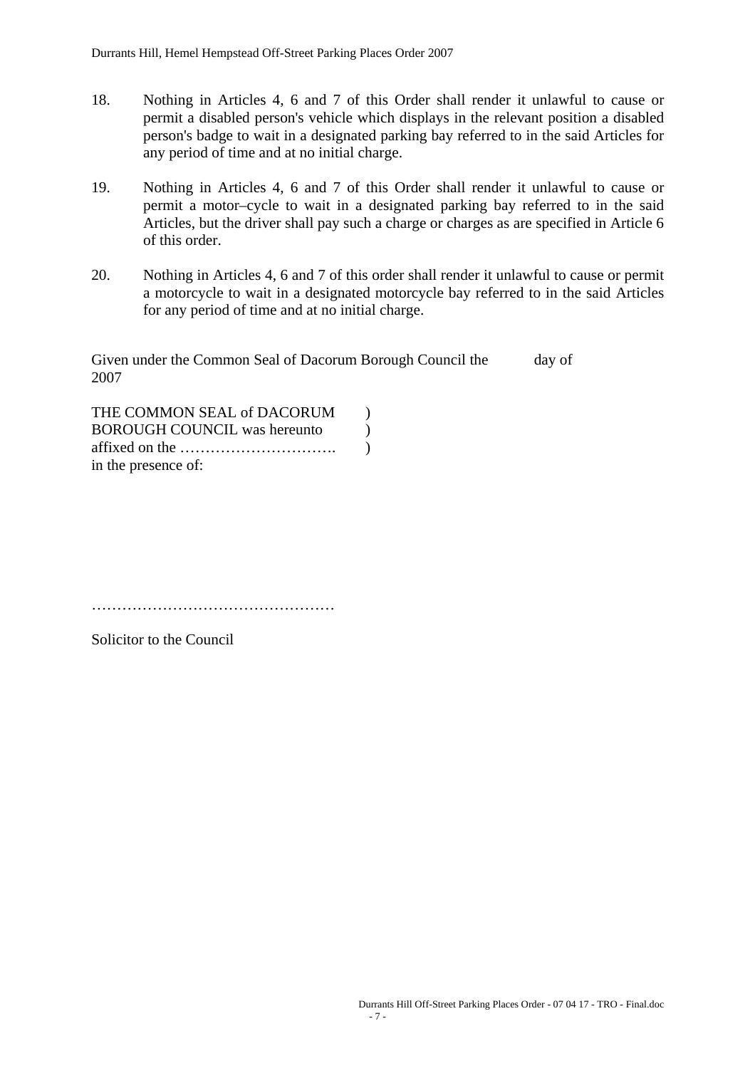18. Nothing in Articles 4, 6 and 7 of this Order shall render it unlawful to cause or permit a disabled person's vehicle which displays in the relevant position a disabled person's badge to wait in a designated parking bay referred to in the said Articles for any period of time and at no initial charge.

19. Nothing in Articles 4, 6 and 7 of this Order shall render it unlawful to cause or permit a motor–cycle to wait in a designated parking bay referred to in the said Articles, but the driver shall pay such a charge or charges as are specified in Article 6 of this order.

20. Nothing in Articles 4, 6 and 7 of this order shall render it unlawful to cause or permit a motorcycle to wait in a designated motorcycle bay referred to in the said Articles for any period of time and at no initial charge.

Given under the Common Seal of Dacorum Borough Council the day of 2007

THE COMMON SEAL of DACORUM )
BOROUGH COUNCIL was hereunto )
affixed on the …………………………. )
in the presence of:

…………………………………………

Solicitor to the Council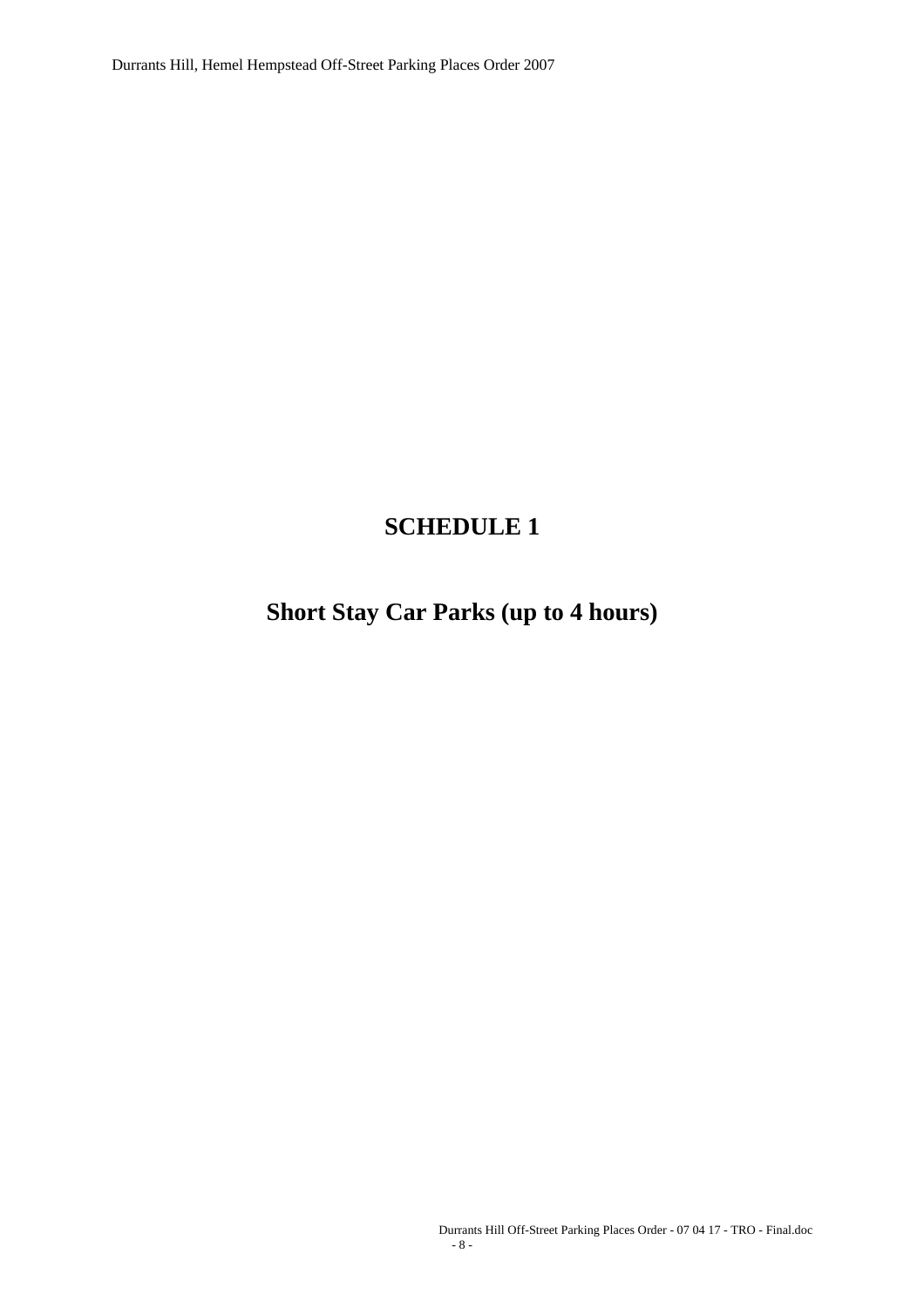# SCHEDULE 1

## Short Stay Car Parks (up to 4 hours)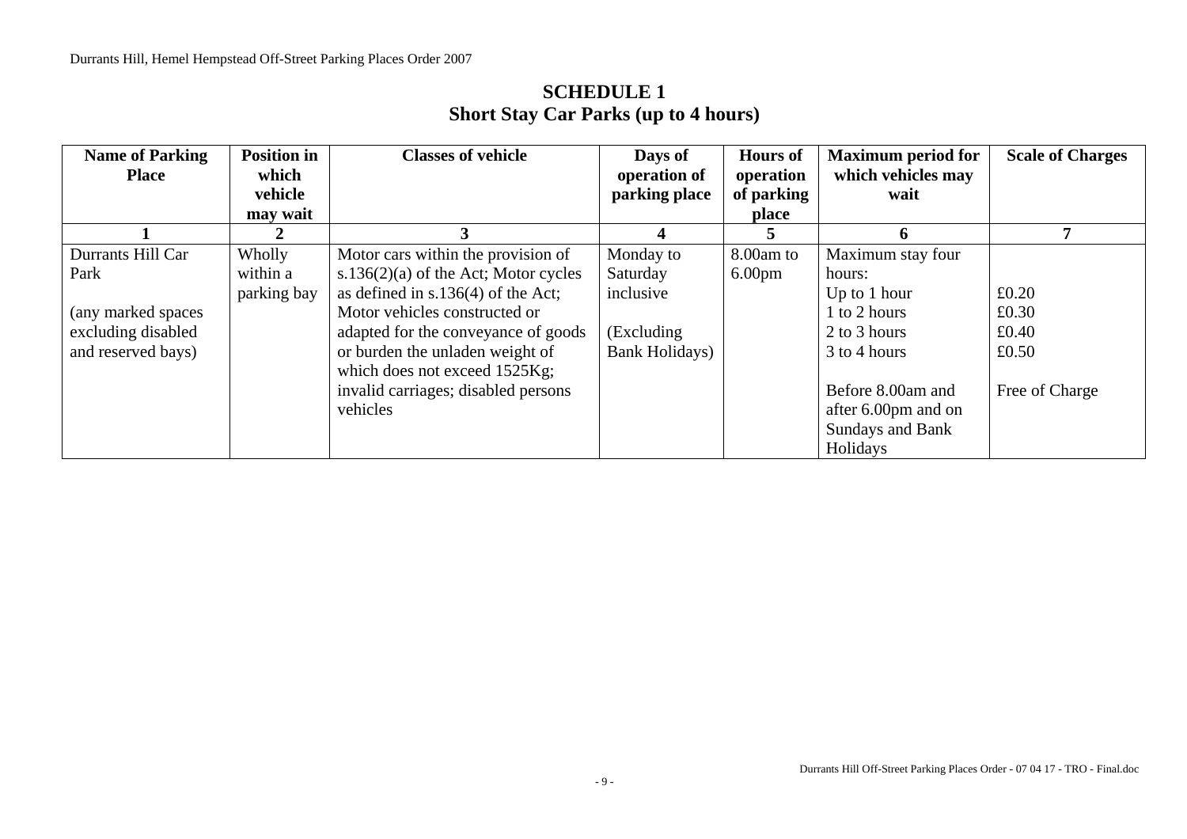# SCHEDULE 1
## Short Stay Car Parks (up to 4 hours)

| Name of Parking Place | Position in which vehicle may wait | Classes of vehicle | Days of operation of parking place | Hours of operation of parking place | Maximum period for which vehicles may wait | Scale of Charges |
|---|---|---|---|---|---|---|
| 1 | 2 | 3 | 4 | 5 | 6 | 7 |
| Durrants Hill Car Park<br><br>(any marked spaces excluding disabled and reserved bays) | Wholly within a parking bay | Motor cars within the provision of s.136(2)(a) of the Act; Motor cycles as defined in s.136(4) of the Act; Motor vehicles constructed or adapted for the conveyance of goods or burden the unladen weight of which does not exceed 1525Kg; invalid carriages; disabled persons vehicles | Monday to Saturday inclusive<br><br>(Excluding Bank Holidays) | 8.00am to 6.00pm | Maximum stay four hours:<br>Up to 1 hour<br>1 to 2 hours<br>2 to 3 hours<br>3 to 4 hours<br><br>Before 8.00am and after 6.00pm and on Sundays and Bank Holidays | <br>£0.20<br>£0.30<br>£0.40<br>£0.50<br><br>Free of Charge |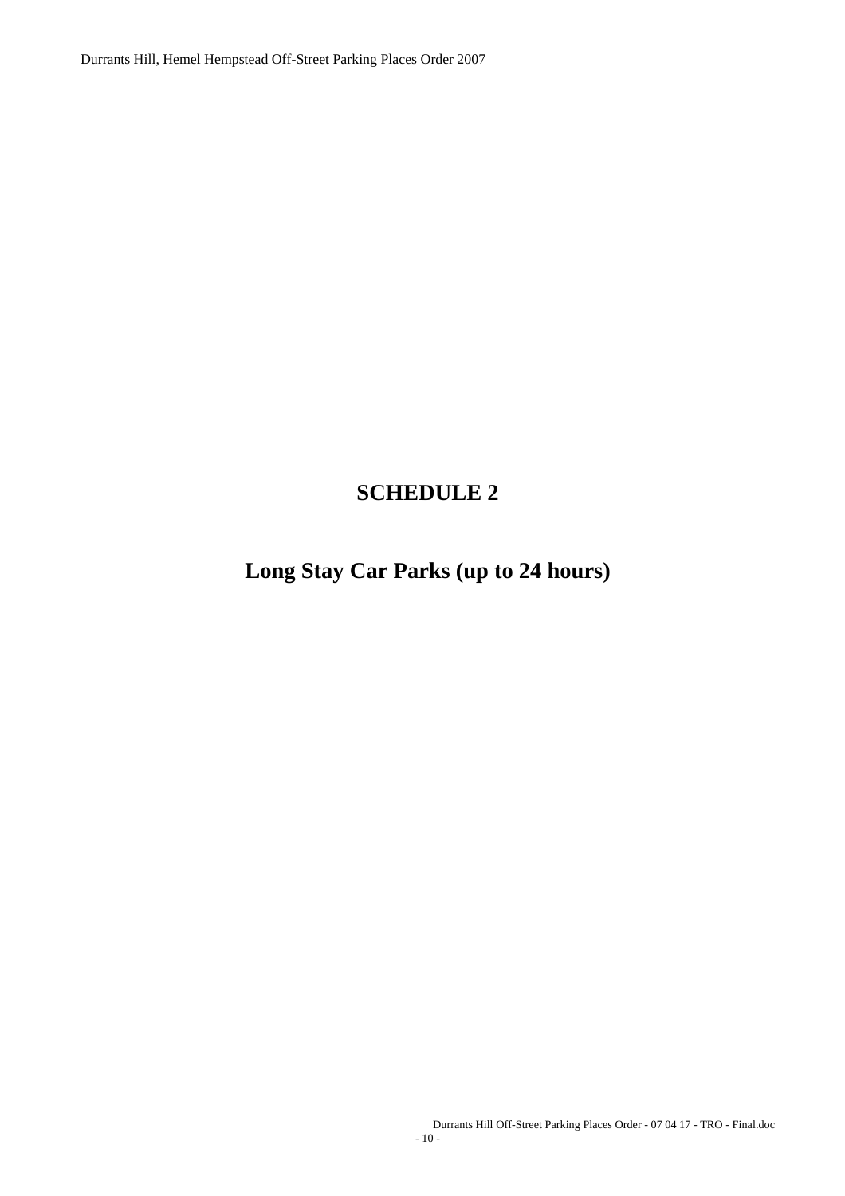# SCHEDULE 2

# Long Stay Car Parks (up to 24 hours)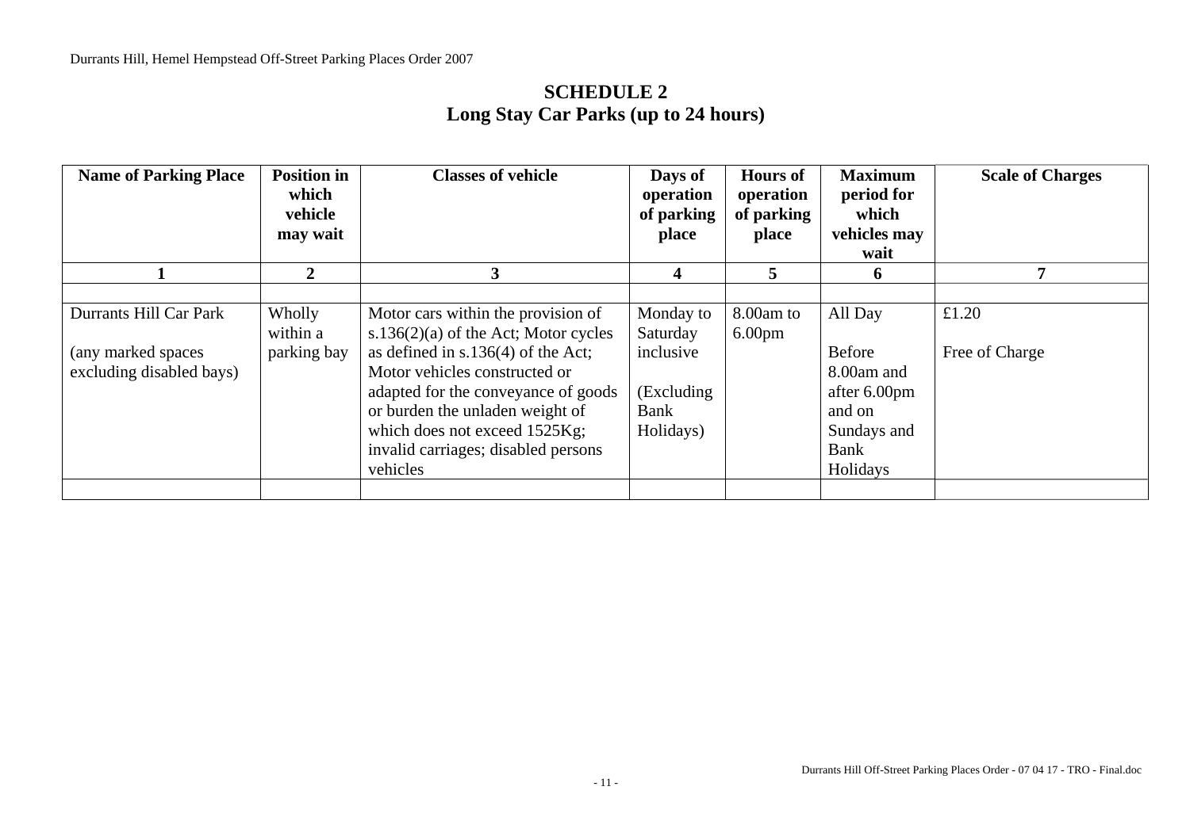# SCHEDULE 2
## Long Stay Car Parks (up to 24 hours)

| Name of Parking Place | Position in which vehicle may wait | Classes of vehicle | Days of operation of parking place | Hours of operation of parking place | Maximum period for which vehicles may wait | Scale of Charges |
|---|---|---|---|---|---|---|
| 1 | 2 | 3 | 4 | 5 | 6 | 7 |
| | | | | | | |
| Durrants Hill Car Park<br><br>(any marked spaces excluding disabled bays) | Wholly within a parking bay | Motor cars within the provision of s.136(2)(a) of the Act; Motor cycles as defined in s.136(4) of the Act; Motor vehicles constructed or adapted for the conveyance of goods or burden the unladen weight of which does not exceed 1525Kg; invalid carriages; disabled persons vehicles | Monday to Saturday inclusive<br><br>(Excluding Bank Holidays) | 8.00am to 6.00pm | All Day<br><br>Before 8.00am and after 6.00pm and on Sundays and Bank Holidays | £1.20<br><br>Free of Charge |
| | | | | | | |